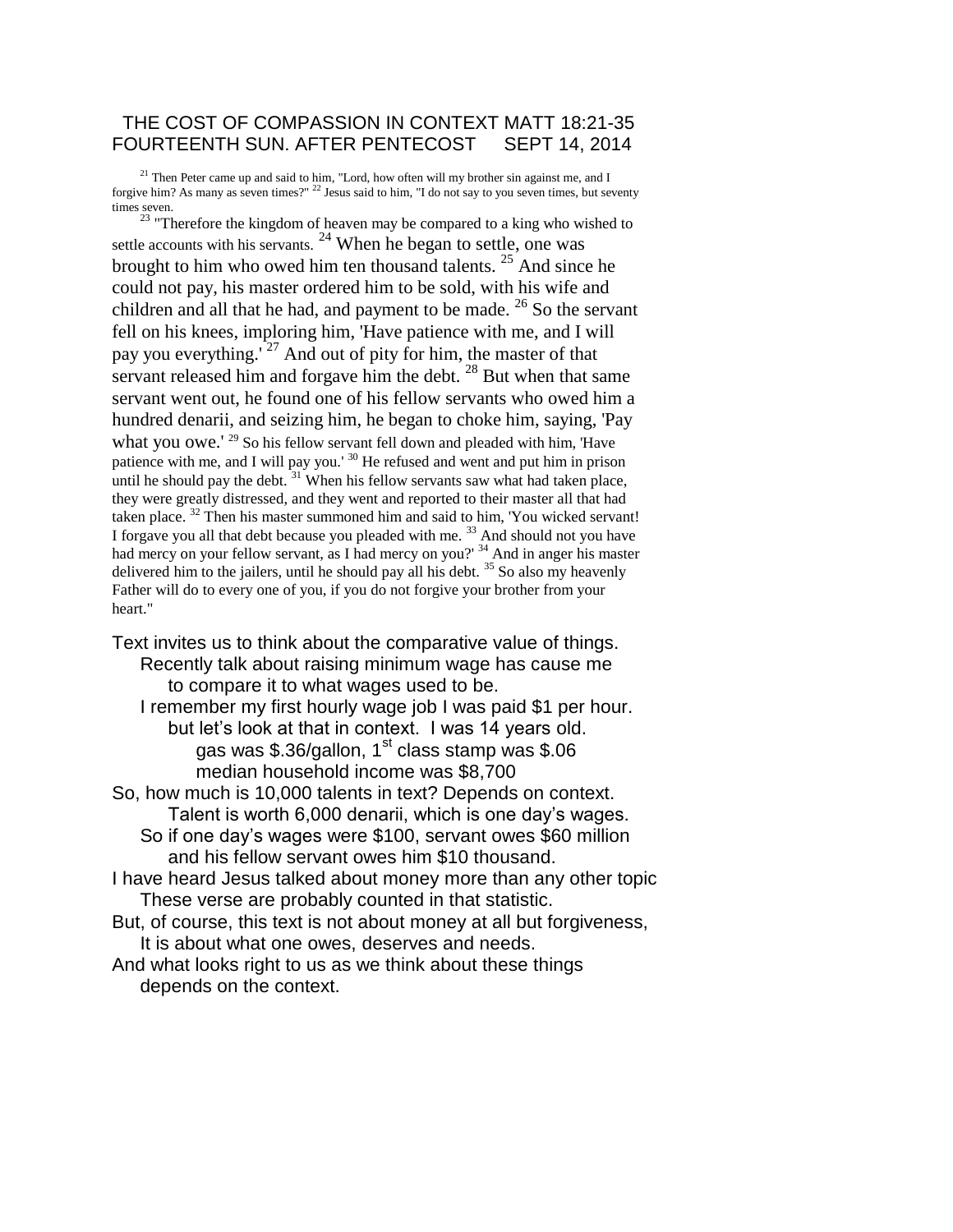# THE COST OF COMPASSION IN CONTEXT MATT 18:21-35
## FOURTEENTH SUN. AFTER PENTECOST SEPT 14, 2014

[21] Then Peter came up and said to him, "Lord, how often will my brother sin against me, and I forgive him? As many as seven times?" [22] Jesus said to him, "I do not say to you seven times, but seventy times seven.

[23] "Therefore the kingdom of heaven may be compared to a king who wished to settle accounts with his servants. [24] When he began to settle, one was brought to him who owed him ten thousand talents. [25] And since he could not pay, his master ordered him to be sold, with his wife and children and all that he had, and payment to be made. [26] So the servant fell on his knees, imploring him, 'Have patience with me, and I will pay you everything.' [27] And out of pity for him, the master of that servant released him and forgave him the debt. [28] But when that same servant went out, he found one of his fellow servants who owed him a hundred denarii, and seizing him, he began to choke him, saying, 'Pay what you owe.' [29] So his fellow servant fell down and pleaded with him, 'Have patience with me, and I will pay you.' [30] He refused and went and put him in prison until he should pay the debt. [31] When his fellow servants saw what had taken place, they were greatly distressed, and they went and reported to their master all that had taken place. [32] Then his master summoned him and said to him, 'You wicked servant! I forgave you all that debt because you pleaded with me. [33] And should not you have had mercy on your fellow servant, as I had mercy on you?' [34] And in anger his master delivered him to the jailers, until he should pay all his debt. [35] So also my heavenly Father will do to every one of you, if you do not forgive your brother from your heart."

Text invites us to think about the comparative value of things.
- Recently talk about raising minimum wage has cause me
  - to compare it to what wages used to be.
- I remember my first hourly wage job I was paid $1 per hour.
  - but let's look at that in context. I was 14 years old.
    - gas was $.36/gallon, 1st class stamp was $.06
    - median household income was $8,700

So, how much is 10,000 talents in text? Depends on context.
- Talent is worth 6,000 denarii, which is one day's wages.
- So if one day's wages were $100, servant owes $60 million
  - and his fellow servant owes him $10 thousand.

I have heard Jesus talked about money more than any other topic
- These verse are probably counted in that statistic.

But, of course, this text is not about money at all but forgiveness,
- It is about what one owes, deserves and needs.

And what looks right to us as we think about these things
- depends on the context.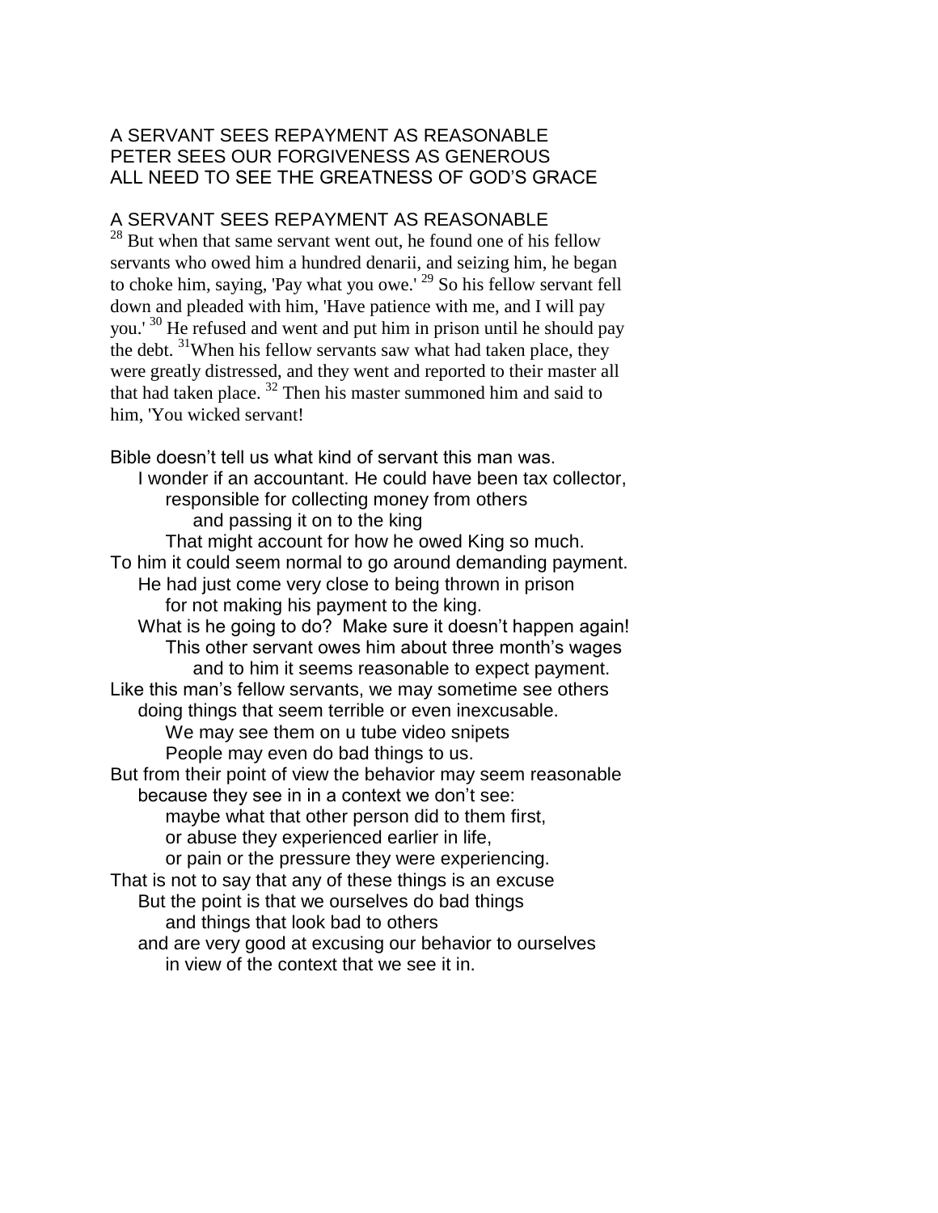A SERVANT SEES REPAYMENT AS REASONABLE
PETER SEES OUR FORGIVENESS AS GENEROUS
ALL NEED TO SEE THE GREATNESS OF GOD'S GRACE

A SERVANT SEES REPAYMENT AS REASONABLE

[28] But when that same servant went out, he found one of his fellow servants who owed him a hundred denarii, and seizing him, he began to choke him, saying, 'Pay what you owe.' [29] So his fellow servant fell down and pleaded with him, 'Have patience with me, and I will pay you.' [30] He refused and went and put him in prison until he should pay the debt. [31]When his fellow servants saw what had taken place, they were greatly distressed, and they went and reported to their master all that had taken place. [32] Then his master summoned him and said to him, 'You wicked servant!

Bible doesn't tell us what kind of servant this man was.
    I wonder if an accountant. He could have been tax collector,
        responsible for collecting money from others
            and passing it on to the king
        That might account for how he owed King so much.
To him it could seem normal to go around demanding payment.
    He had just come very close to being thrown in prison
        for not making his payment to the king.
    What is he going to do? Make sure it doesn't happen again!
        This other servant owes him about three month's wages
            and to him it seems reasonable to expect payment.
Like this man's fellow servants, we may sometime see others
    doing things that seem terrible or even inexcusable.
        We may see them on u tube video snipets
        People may even do bad things to us.
But from their point of view the behavior may seem reasonable
    because they see in in a context we don't see:
        maybe what that other person did to them first,
        or abuse they experienced earlier in life,
        or pain or the pressure they were experiencing.
That is not to say that any of these things is an excuse
    But the point is that we ourselves do bad things
        and things that look bad to others
    and are very good at excusing our behavior to ourselves
        in view of the context that we see it in.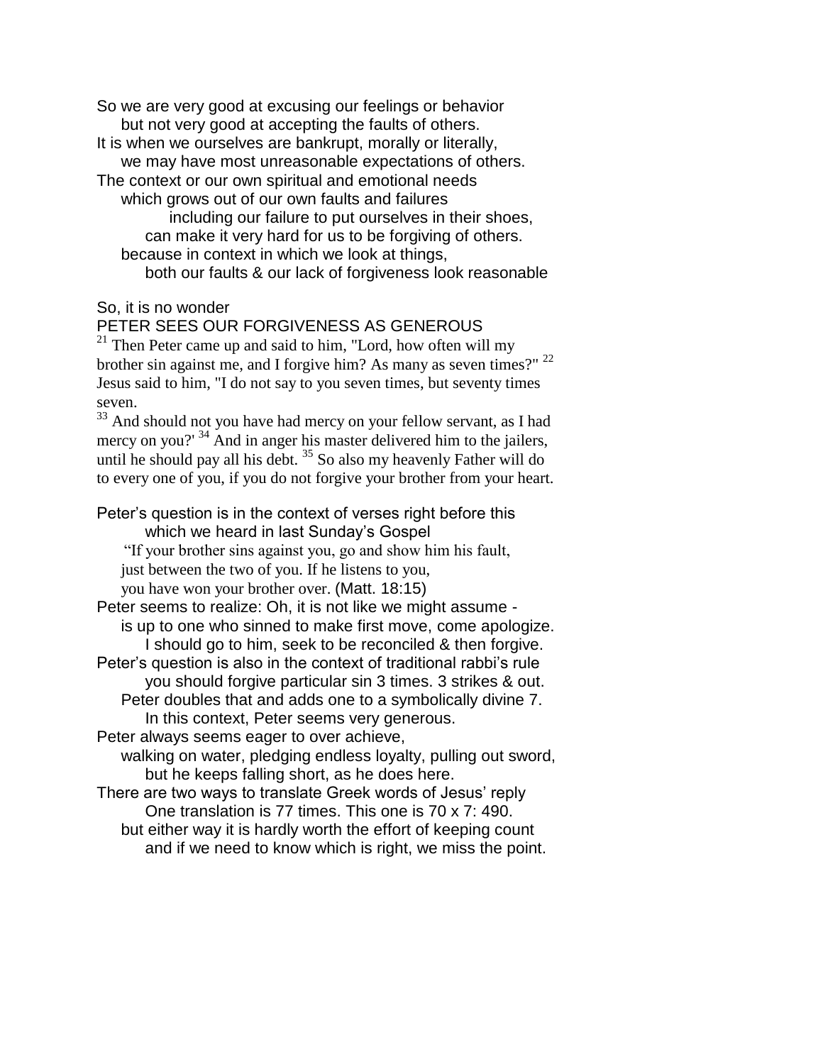So we are very good at excusing our feelings or behavior
but not very good at accepting the faults of others.
It is when we ourselves are bankrupt, morally or literally,
we may have most unreasonable expectations of others.
The context or our own spiritual and emotional needs
which grows out of our own faults and failures
including our failure to put ourselves in their shoes,
can make it very hard for us to be forgiving of others.
because in context in which we look at things,
both our faults & our lack of forgiveness look reasonable

So, it is no wonder
PETER SEES OUR FORGIVENESS AS GENEROUS
[21] Then Peter came up and said to him, "Lord, how often will my brother sin against me, and I forgive him? As many as seven times?" [22] Jesus said to him, "I do not say to you seven times, but seventy times seven.
[33] And should not you have had mercy on your fellow servant, as I had mercy on you?' [34] And in anger his master delivered him to the jailers, until he should pay all his debt. [35] So also my heavenly Father will do to every one of you, if you do not forgive your brother from your heart.

Peter's question is in the context of verses right before this
which we heard in last Sunday's Gospel
"If your brother sins against you, go and show him his fault,
just between the two of you. If he listens to you,
you have won your brother over. (Matt. 18:15)
Peter seems to realize: Oh, it is not like we might assume -
is up to one who sinned to make first move, come apologize.
I should go to him, seek to be reconciled & then forgive.
Peter's question is also in the context of traditional rabbi's rule
you should forgive particular sin 3 times. 3 strikes & out.
Peter doubles that and adds one to a symbolically divine 7.
In this context, Peter seems very generous.
Peter always seems eager to over achieve,
walking on water, pledging endless loyalty, pulling out sword,
but he keeps falling short, as he does here.
There are two ways to translate Greek words of Jesus' reply
One translation is 77 times. This one is 70 x 7: 490.
but either way it is hardly worth the effort of keeping count
and if we need to know which is right, we miss the point.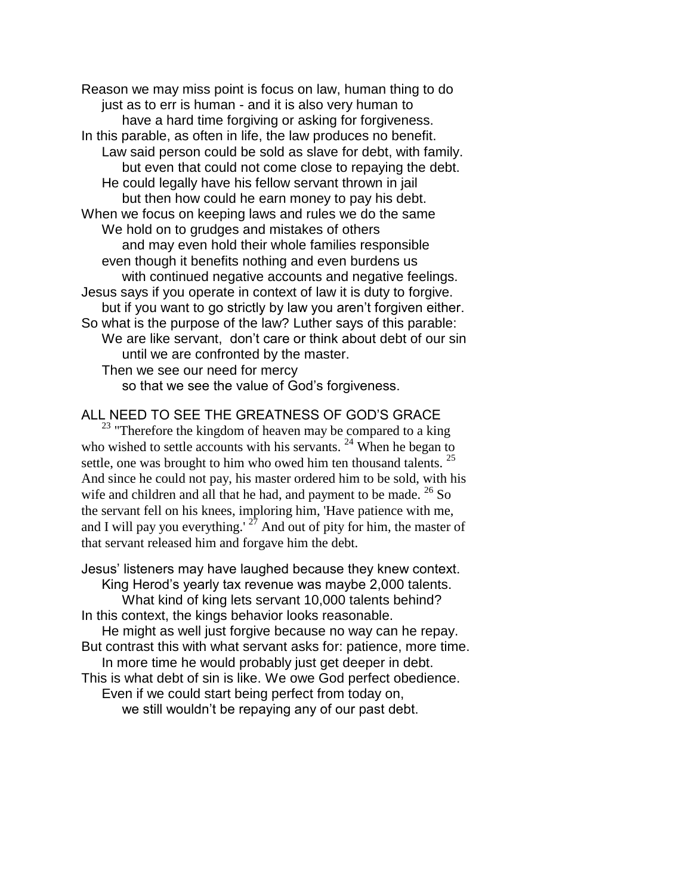Reason we may miss point is focus on law, human thing to do
just as to err is human - and it is also very human to
have a hard time forgiving or asking for forgiveness.
In this parable, as often in life, the law produces no benefit.
Law said person could be sold as slave for debt, with family.
but even that could not come close to repaying the debt.
He could legally have his fellow servant thrown in jail
but then how could he earn money to pay his debt.
When we focus on keeping laws and rules we do the same
We hold on to grudges and mistakes of others
and may even hold their whole families responsible
even though it benefits nothing and even burdens us
with continued negative accounts and negative feelings.
Jesus says if you operate in context of law it is duty to forgive.
but if you want to go strictly by law you aren't forgiven either.
So what is the purpose of the law? Luther says of this parable:
We are like servant, don't care or think about debt of our sin
until we are confronted by the master.
Then we see our need for mercy
so that we see the value of God's forgiveness.

ALL NEED TO SEE THE GREATNESS OF GOD'S GRACE

[23] "Therefore the kingdom of heaven may be compared to a king who wished to settle accounts with his servants. [24] When he began to settle, one was brought to him who owed him ten thousand talents. [25] And since he could not pay, his master ordered him to be sold, with his wife and children and all that he had, and payment to be made. [26] So the servant fell on his knees, imploring him, 'Have patience with me, and I will pay you everything.' [27] And out of pity for him, the master of that servant released him and forgave him the debt.

Jesus' listeners may have laughed because they knew context.
King Herod's yearly tax revenue was maybe 2,000 talents.
What kind of king lets servant 10,000 talents behind?
In this context, the kings behavior looks reasonable.
He might as well just forgive because no way can he repay.
But contrast this with what servant asks for: patience, more time.
In more time he would probably just get deeper in debt.
This is what debt of sin is like. We owe God perfect obedience.
Even if we could start being perfect from today on,
we still wouldn't be repaying any of our past debt.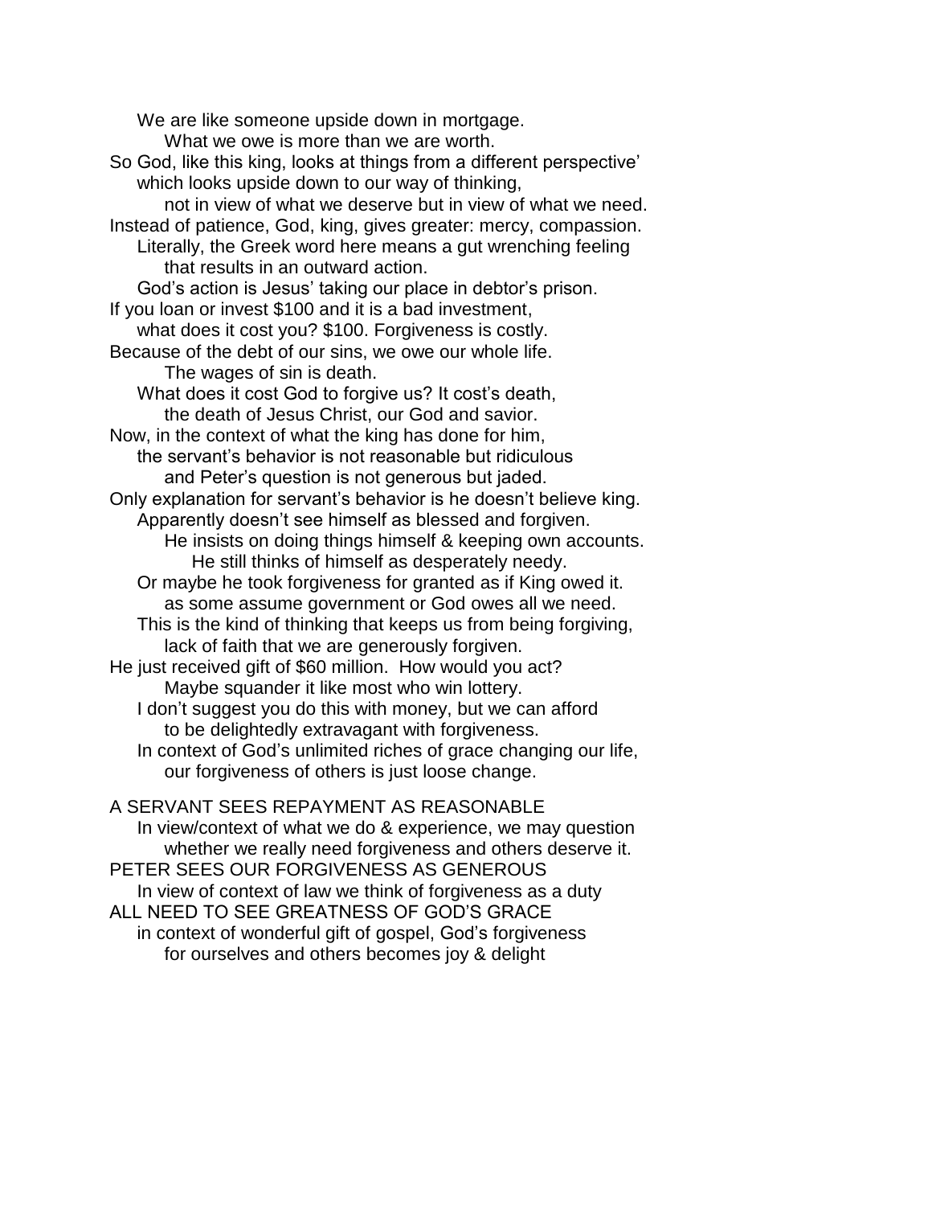We are like someone upside down in mortgage.
What we owe is more than we are worth.
So God, like this king, looks at things from a different perspective'
which looks upside down to our way of thinking,
not in view of what we deserve but in view of what we need.
Instead of patience, God, king, gives greater: mercy, compassion.
Literally, the Greek word here means a gut wrenching feeling
that results in an outward action.
God's action is Jesus' taking our place in debtor's prison.
If you loan or invest $100 and it is a bad investment,
what does it cost you? $100. Forgiveness is costly.
Because of the debt of our sins, we owe our whole life.
The wages of sin is death.
What does it cost God to forgive us? It cost's death,
the death of Jesus Christ, our God and savior.
Now, in the context of what the king has done for him,
the servant's behavior is not reasonable but ridiculous
and Peter's question is not generous but jaded.
Only explanation for servant's behavior is he doesn't believe king.
Apparently doesn't see himself as blessed and forgiven.
He insists on doing things himself & keeping own accounts.
He still thinks of himself as desperately needy.
Or maybe he took forgiveness for granted as if King owed it.
as some assume government or God owes all we need.
This is the kind of thinking that keeps us from being forgiving,
lack of faith that we are generously forgiven.
He just received gift of $60 million. How would you act?
Maybe squander it like most who win lottery.
I don't suggest you do this with money, but we can afford
to be delightedly extravagant with forgiveness.
In context of God's unlimited riches of grace changing our life,
our forgiveness of others is just loose change.

A SERVANT SEES REPAYMENT AS REASONABLE
In view/context of what we do & experience, we may question
whether we really need forgiveness and others deserve it.
PETER SEES OUR FORGIVENESS AS GENEROUS
In view of context of law we think of forgiveness as a duty
ALL NEED TO SEE GREATNESS OF GOD'S GRACE
in context of wonderful gift of gospel, God's forgiveness
for ourselves and others becomes joy & delight